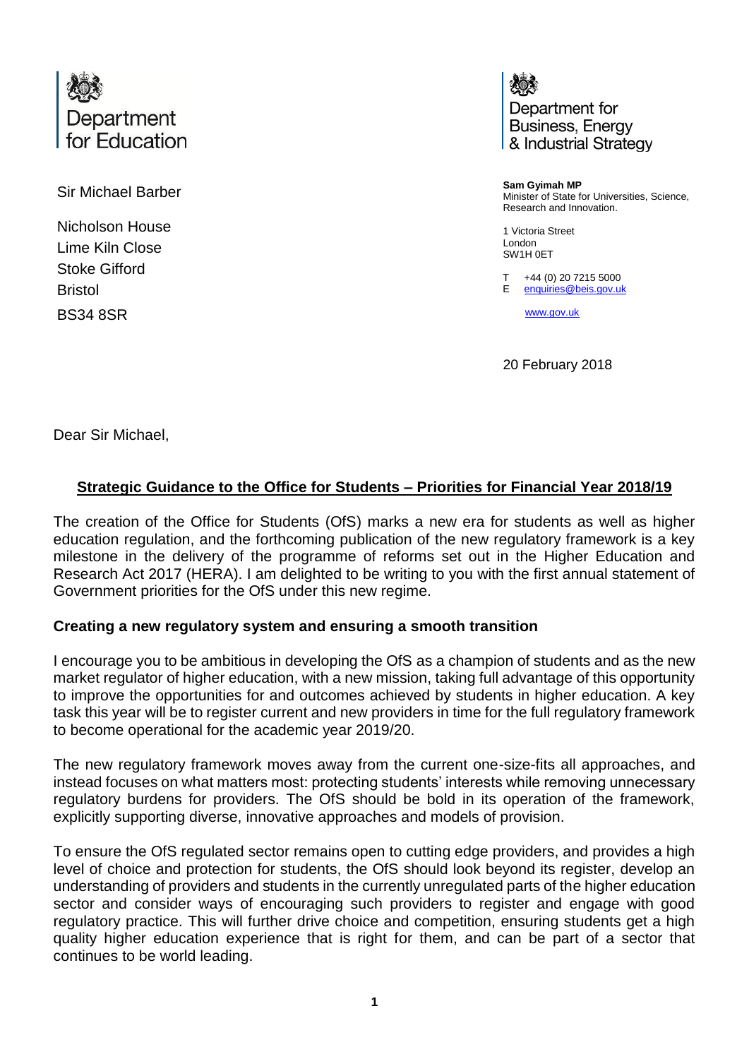Department for Education

Department for Business, Energy & Industrial Strategy

Sir Michael Barber

Nicholson House
Lime Kiln Close
Stoke Gifford
Bristol
BS34 8SR

**Sam Gyimah MP**
Minister of State for Universities, Science, Research and Innovation.

1 Victoria Street
London
SW1H 0ET

T +44 (0) 20 7215 5000
E enquiries@beis.gov.uk

www.gov.uk

20 February 2018

Dear Sir Michael,

**Strategic Guidance to the Office for Students – Priorities for Financial Year 2018/19**

The creation of the Office for Students (OfS) marks a new era for students as well as higher education regulation, and the forthcoming publication of the new regulatory framework is a key milestone in the delivery of the programme of reforms set out in the Higher Education and Research Act 2017 (HERA). I am delighted to be writing to you with the first annual statement of Government priorities for the OfS under this new regime.

**Creating a new regulatory system and ensuring a smooth transition**

I encourage you to be ambitious in developing the OfS as a champion of students and as the new market regulator of higher education, with a new mission, taking full advantage of this opportunity to improve the opportunities for and outcomes achieved by students in higher education. A key task this year will be to register current and new providers in time for the full regulatory framework to become operational for the academic year 2019/20.

The new regulatory framework moves away from the current one-size-fits all approaches, and instead focuses on what matters most: protecting students' interests while removing unnecessary regulatory burdens for providers. The OfS should be bold in its operation of the framework, explicitly supporting diverse, innovative approaches and models of provision.

To ensure the OfS regulated sector remains open to cutting edge providers, and provides a high level of choice and protection for students, the OfS should look beyond its register, develop an understanding of providers and students in the currently unregulated parts of the higher education sector and consider ways of encouraging such providers to register and engage with good regulatory practice. This will further drive choice and competition, ensuring students get a high quality higher education experience that is right for them, and can be part of a sector that continues to be world leading.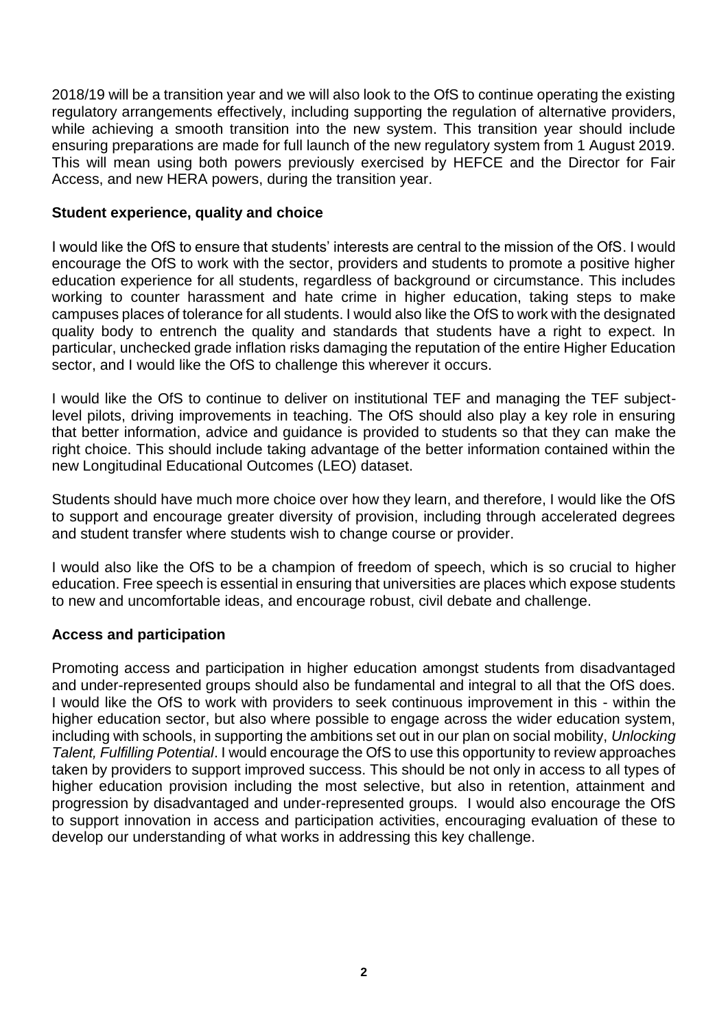2018/19 will be a transition year and we will also look to the OfS to continue operating the existing regulatory arrangements effectively, including supporting the regulation of alternative providers, while achieving a smooth transition into the new system. This transition year should include ensuring preparations are made for full launch of the new regulatory system from 1 August 2019. This will mean using both powers previously exercised by HEFCE and the Director for Fair Access, and new HERA powers, during the transition year.

**Student experience, quality and choice**

I would like the OfS to ensure that students' interests are central to the mission of the OfS. I would encourage the OfS to work with the sector, providers and students to promote a positive higher education experience for all students, regardless of background or circumstance. This includes working to counter harassment and hate crime in higher education, taking steps to make campuses places of tolerance for all students. I would also like the OfS to work with the designated quality body to entrench the quality and standards that students have a right to expect. In particular, unchecked grade inflation risks damaging the reputation of the entire Higher Education sector, and I would like the OfS to challenge this wherever it occurs.

I would like the OfS to continue to deliver on institutional TEF and managing the TEF subject-level pilots, driving improvements in teaching. The OfS should also play a key role in ensuring that better information, advice and guidance is provided to students so that they can make the right choice. This should include taking advantage of the better information contained within the new Longitudinal Educational Outcomes (LEO) dataset.

Students should have much more choice over how they learn, and therefore, I would like the OfS to support and encourage greater diversity of provision, including through accelerated degrees and student transfer where students wish to change course or provider.

I would also like the OfS to be a champion of freedom of speech, which is so crucial to higher education. Free speech is essential in ensuring that universities are places which expose students to new and uncomfortable ideas, and encourage robust, civil debate and challenge.

**Access and participation**

Promoting access and participation in higher education amongst students from disadvantaged and under-represented groups should also be fundamental and integral to all that the OfS does. I would like the OfS to work with providers to seek continuous improvement in this - within the higher education sector, but also where possible to engage across the wider education system, including with schools, in supporting the ambitions set out in our plan on social mobility, *Unlocking Talent, Fulfilling Potential*. I would encourage the OfS to use this opportunity to review approaches taken by providers to support improved success. This should be not only in access to all types of higher education provision including the most selective, but also in retention, attainment and progression by disadvantaged and under-represented groups. I would also encourage the OfS to support innovation in access and participation activities, encouraging evaluation of these to develop our understanding of what works in addressing this key challenge.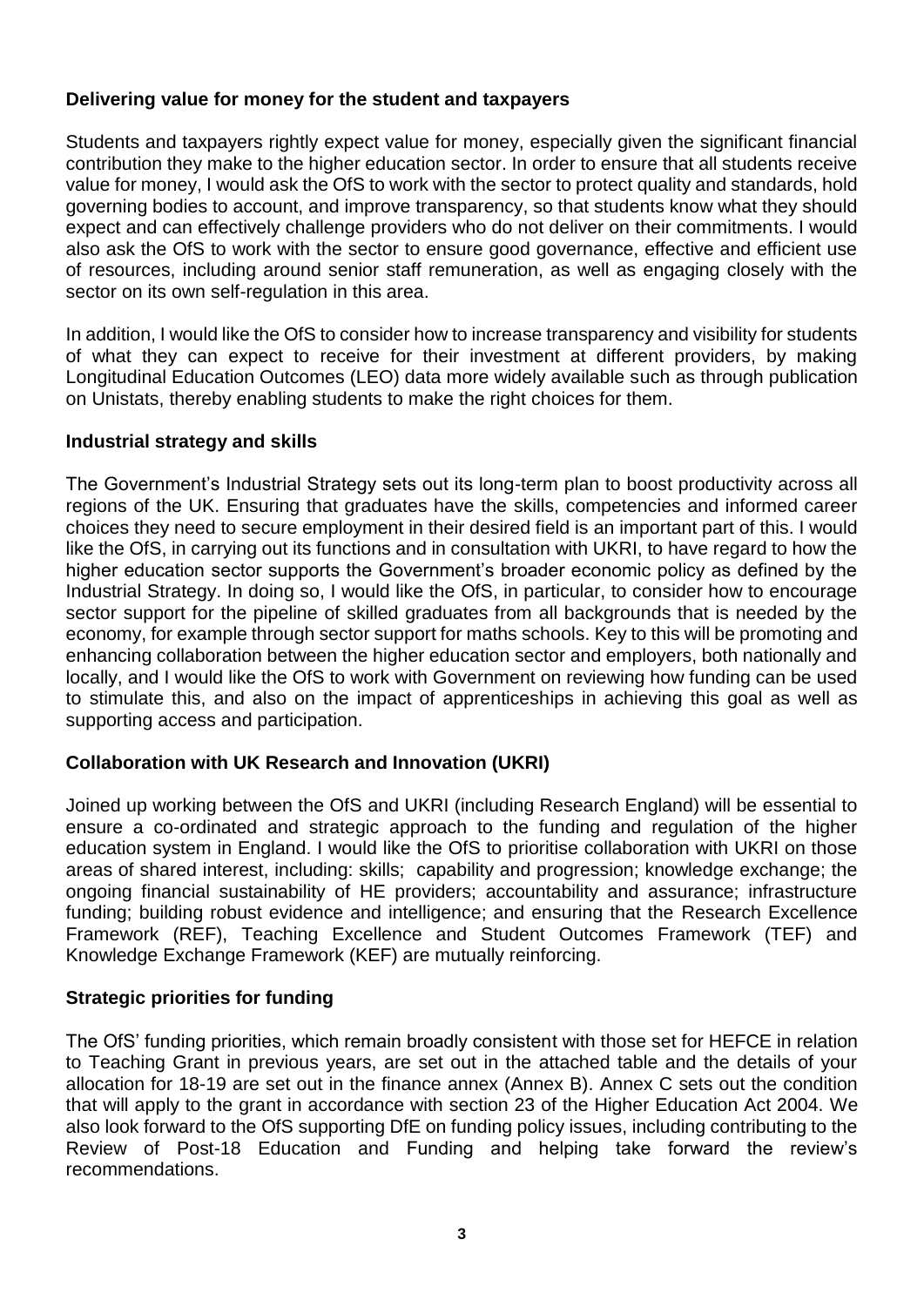**Delivering value for money for the student and taxpayers**

Students and taxpayers rightly expect value for money, especially given the significant financial contribution they make to the higher education sector. In order to ensure that all students receive value for money, I would ask the OfS to work with the sector to protect quality and standards, hold governing bodies to account, and improve transparency, so that students know what they should expect and can effectively challenge providers who do not deliver on their commitments. I would also ask the OfS to work with the sector to ensure good governance, effective and efficient use of resources, including around senior staff remuneration, as well as engaging closely with the sector on its own self-regulation in this area.

In addition, I would like the OfS to consider how to increase transparency and visibility for students of what they can expect to receive for their investment at different providers, by making Longitudinal Education Outcomes (LEO) data more widely available such as through publication on Unistats, thereby enabling students to make the right choices for them.

**Industrial strategy and skills**

The Government's Industrial Strategy sets out its long-term plan to boost productivity across all regions of the UK. Ensuring that graduates have the skills, competencies and informed career choices they need to secure employment in their desired field is an important part of this. I would like the OfS, in carrying out its functions and in consultation with UKRI, to have regard to how the higher education sector supports the Government's broader economic policy as defined by the Industrial Strategy. In doing so, I would like the OfS, in particular, to consider how to encourage sector support for the pipeline of skilled graduates from all backgrounds that is needed by the economy, for example through sector support for maths schools. Key to this will be promoting and enhancing collaboration between the higher education sector and employers, both nationally and locally, and I would like the OfS to work with Government on reviewing how funding can be used to stimulate this, and also on the impact of apprenticeships in achieving this goal as well as supporting access and participation.

**Collaboration with UK Research and Innovation (UKRI)**

Joined up working between the OfS and UKRI (including Research England) will be essential to ensure a co-ordinated and strategic approach to the funding and regulation of the higher education system in England. I would like the OfS to prioritise collaboration with UKRI on those areas of shared interest, including: skills; capability and progression; knowledge exchange; the ongoing financial sustainability of HE providers; accountability and assurance; infrastructure funding; building robust evidence and intelligence; and ensuring that the Research Excellence Framework (REF), Teaching Excellence and Student Outcomes Framework (TEF) and Knowledge Exchange Framework (KEF) are mutually reinforcing.

**Strategic priorities for funding**

The OfS' funding priorities, which remain broadly consistent with those set for HEFCE in relation to Teaching Grant in previous years, are set out in the attached table and the details of your allocation for 18-19 are set out in the finance annex (Annex B). Annex C sets out the condition that will apply to the grant in accordance with section 23 of the Higher Education Act 2004. We also look forward to the OfS supporting DfE on funding policy issues, including contributing to the Review of Post-18 Education and Funding and helping take forward the review's recommendations.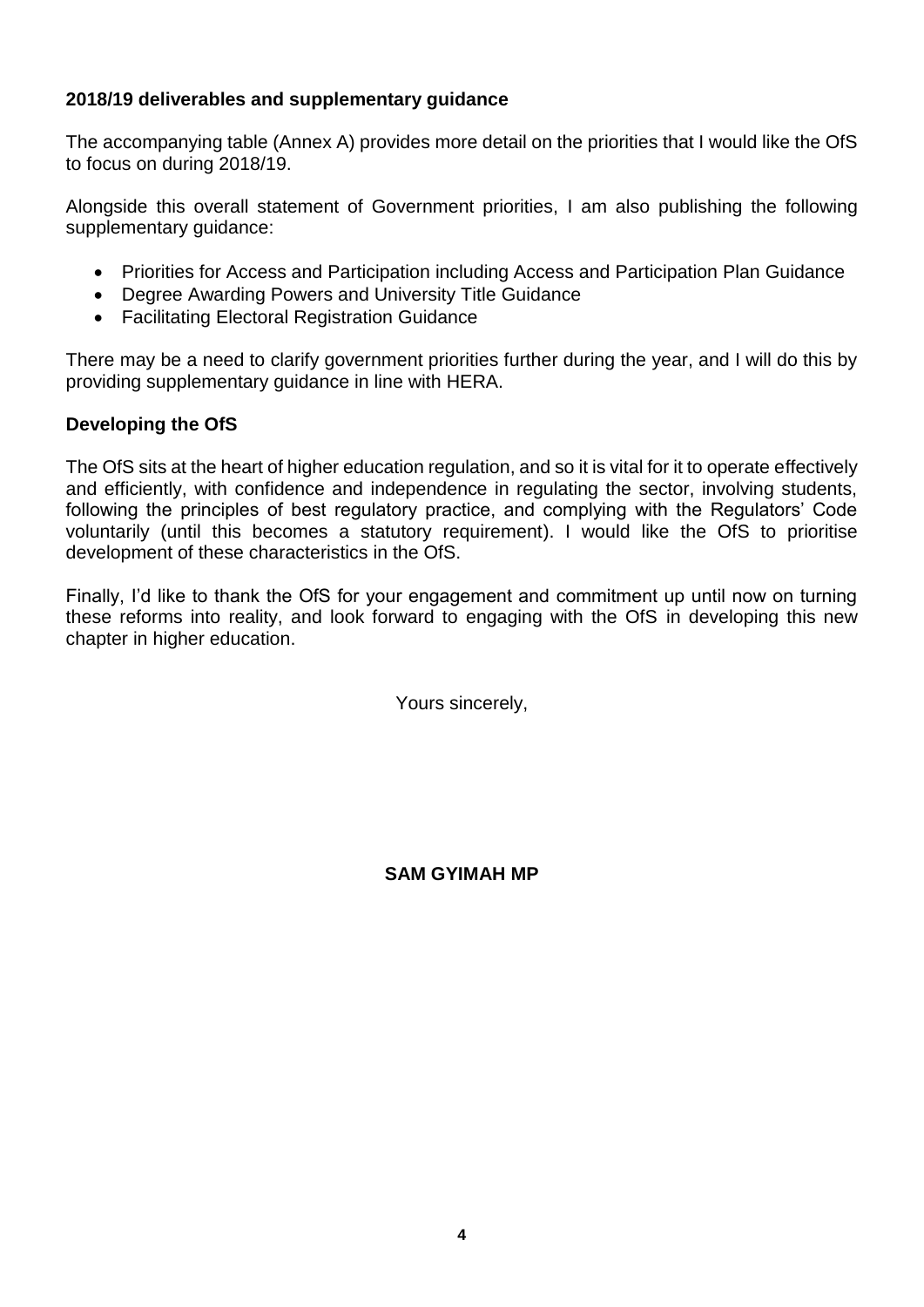**2018/19 deliverables and supplementary guidance**

The accompanying table (Annex A) provides more detail on the priorities that I would like the OfS to focus on during 2018/19.

Alongside this overall statement of Government priorities, I am also publishing the following supplementary guidance:

- Priorities for Access and Participation including Access and Participation Plan Guidance
- Degree Awarding Powers and University Title Guidance
- Facilitating Electoral Registration Guidance

There may be a need to clarify government priorities further during the year, and I will do this by providing supplementary guidance in line with HERA.

**Developing the OfS**

The OfS sits at the heart of higher education regulation, and so it is vital for it to operate effectively and efficiently, with confidence and independence in regulating the sector, involving students, following the principles of best regulatory practice, and complying with the Regulators' Code voluntarily (until this becomes a statutory requirement). I would like the OfS to prioritise development of these characteristics in the OfS.

Finally, I'd like to thank the OfS for your engagement and commitment up until now on turning these reforms into reality, and look forward to engaging with the OfS in developing this new chapter in higher education.

Yours sincerely,

**SAM GYIMAH MP**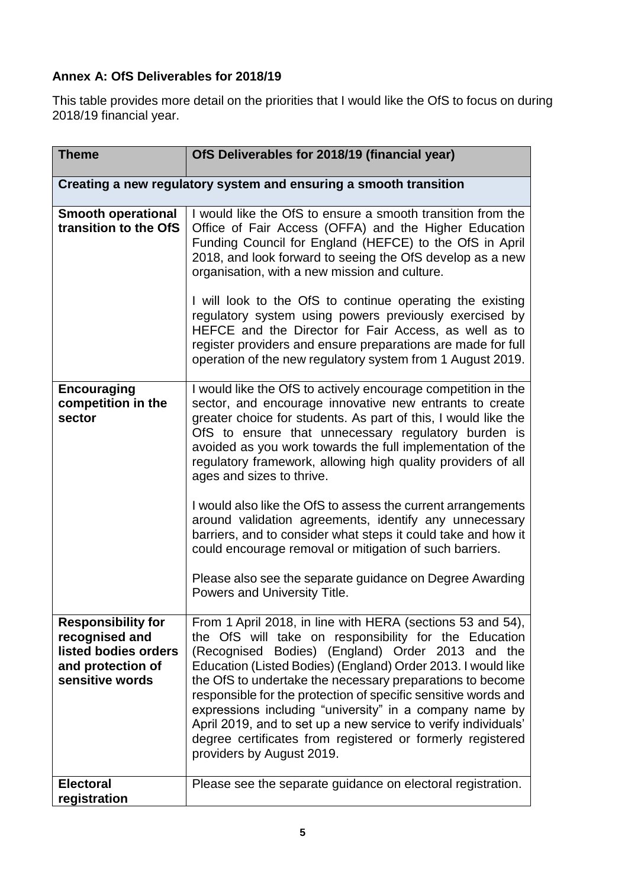**Annex A: OfS Deliverables for 2018/19**

This table provides more detail on the priorities that I would like the OfS to focus on during 2018/19 financial year.

| Theme | OfS Deliverables for 2018/19 (financial year) |
|---|---|
| **Creating a new regulatory system and ensuring a smooth transition** | |
| **Smooth operational transition to the OfS** | I would like the OfS to ensure a smooth transition from the Office of Fair Access (OFFA) and the Higher Education Funding Council for England (HEFCE) to the OfS in April 2018, and look forward to seeing the OfS develop as a new organisation, with a new mission and culture.<br><br>I will look to the OfS to continue operating the existing regulatory system using powers previously exercised by HEFCE and the Director for Fair Access, as well as to register providers and ensure preparations are made for full operation of the new regulatory system from 1 August 2019. |
| **Encouraging competition in the sector** | I would like the OfS to actively encourage competition in the sector, and encourage innovative new entrants to create greater choice for students. As part of this, I would like the OfS to ensure that unnecessary regulatory burden is avoided as you work towards the full implementation of the regulatory framework, allowing high quality providers of all ages and sizes to thrive.<br><br>I would also like the OfS to assess the current arrangements around validation agreements, identify any unnecessary barriers, and to consider what steps it could take and how it could encourage removal or mitigation of such barriers.<br><br>Please also see the separate guidance on Degree Awarding Powers and University Title. |
| **Responsibility for recognised and listed bodies orders and protection of sensitive words** | From 1 April 2018, in line with HERA (sections 53 and 54), the OfS will take on responsibility for the Education (Recognised Bodies) (England) Order 2013 and the Education (Listed Bodies) (England) Order 2013. I would like the OfS to undertake the necessary preparations to become responsible for the protection of specific sensitive words and expressions including "university" in a company name by April 2019, and to set up a new service to verify individuals' degree certificates from registered or formerly registered providers by August 2019. |
| **Electoral registration** | Please see the separate guidance on electoral registration. |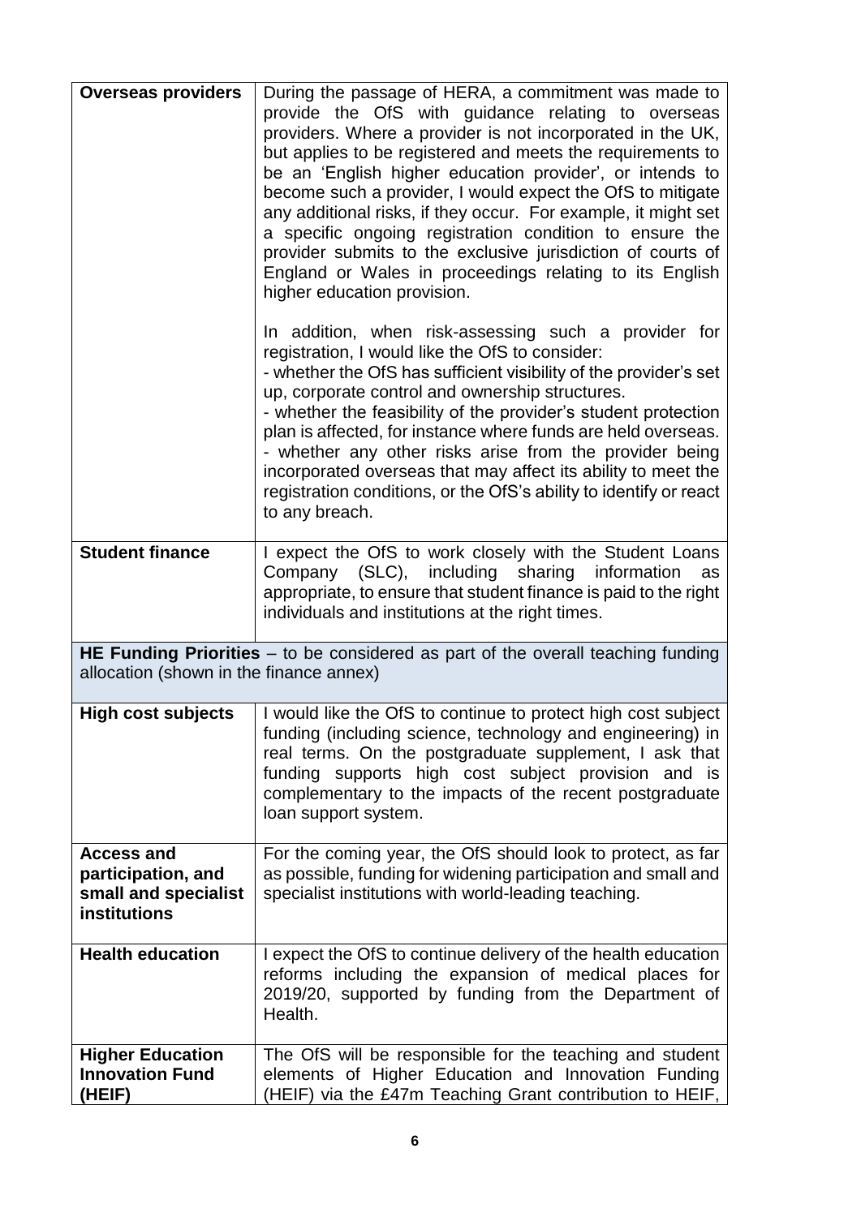| | |
|---|---|
| **Overseas providers** | During the passage of HERA, a commitment was made to provide the OfS with guidance relating to overseas providers. Where a provider is not incorporated in the UK, but applies to be registered and meets the requirements to be an 'English higher education provider', or intends to become such a provider, I would expect the OfS to mitigate any additional risks, if they occur. For example, it might set a specific ongoing registration condition to ensure the provider submits to the exclusive jurisdiction of courts of England or Wales in proceedings relating to its English higher education provision.<br><br>In addition, when risk-assessing such a provider for registration, I would like the OfS to consider:<br>- whether the OfS has sufficient visibility of the provider's set up, corporate control and ownership structures.<br>- whether the feasibility of the provider's student protection plan is affected, for instance where funds are held overseas.<br>- whether any other risks arise from the provider being incorporated overseas that may affect its ability to meet the registration conditions, or the OfS's ability to identify or react to any breach. |
| **Student finance** | I expect the OfS to work closely with the Student Loans Company (SLC), including sharing information as appropriate, to ensure that student finance is paid to the right individuals and institutions at the right times. |
| **HE Funding Priorities** – to be considered as part of the overall teaching funding allocation (shown in the finance annex) | |
| **High cost subjects** | I would like the OfS to continue to protect high cost subject funding (including science, technology and engineering) in real terms. On the postgraduate supplement, I ask that funding supports high cost subject provision and is complementary to the impacts of the recent postgraduate loan support system. |
| **Access and participation, and small and specialist institutions** | For the coming year, the OfS should look to protect, as far as possible, funding for widening participation and small and specialist institutions with world-leading teaching. |
| **Health education** | I expect the OfS to continue delivery of the health education reforms including the expansion of medical places for 2019/20, supported by funding from the Department of Health. |
| **Higher Education Innovation Fund (HEIF)** | The OfS will be responsible for the teaching and student elements of Higher Education and Innovation Funding (HEIF) via the £47m Teaching Grant contribution to HEIF, |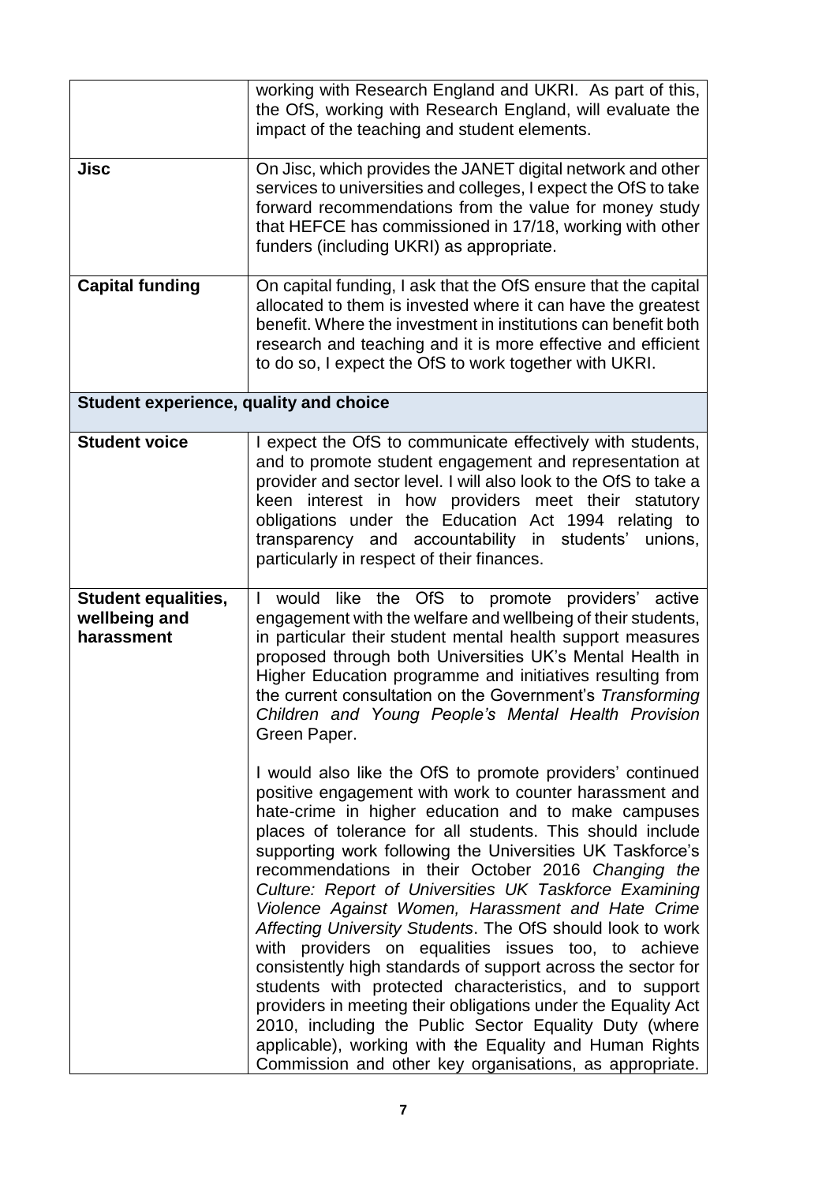| | |
|---|---|
| | working with Research England and UKRI. As part of this, the OfS, working with Research England, will evaluate the impact of the teaching and student elements. |
| **Jisc** | On Jisc, which provides the JANET digital network and other services to universities and colleges, I expect the OfS to take forward recommendations from the value for money study that HEFCE has commissioned in 17/18, working with other funders (including UKRI) as appropriate. |
| **Capital funding** | On capital funding, I ask that the OfS ensure that the capital allocated to them is invested where it can have the greatest benefit. Where the investment in institutions can benefit both research and teaching and it is more effective and efficient to do so, I expect the OfS to work together with UKRI. |
| **Student experience, quality and choice** | |
| **Student voice** | I expect the OfS to communicate effectively with students, and to promote student engagement and representation at provider and sector level. I will also look to the OfS to take a keen interest in how providers meet their statutory obligations under the Education Act 1994 relating to transparency and accountability in students' unions, particularly in respect of their finances. |
| **Student equalities, wellbeing and harassment** | I would like the OfS to promote providers' active engagement with the welfare and wellbeing of their students, in particular their student mental health support measures proposed through both Universities UK's Mental Health in Higher Education programme and initiatives resulting from the current consultation on the Government's *Transforming Children and Young People's Mental Health Provision* Green Paper.<br><br>I would also like the OfS to promote providers' continued positive engagement with work to counter harassment and hate-crime in higher education and to make campuses places of tolerance for all students. This should include supporting work following the Universities UK Taskforce's recommendations in their October 2016 *Changing the Culture: Report of Universities UK Taskforce Examining Violence Against Women, Harassment and Hate Crime Affecting University Students*. The OfS should look to work with providers on equalities issues too, to achieve consistently high standards of support across the sector for students with protected characteristics, and to support providers in meeting their obligations under the Equality Act 2010, including the Public Sector Equality Duty (where applicable), working with the Equality and Human Rights Commission and other key organisations, as appropriate. |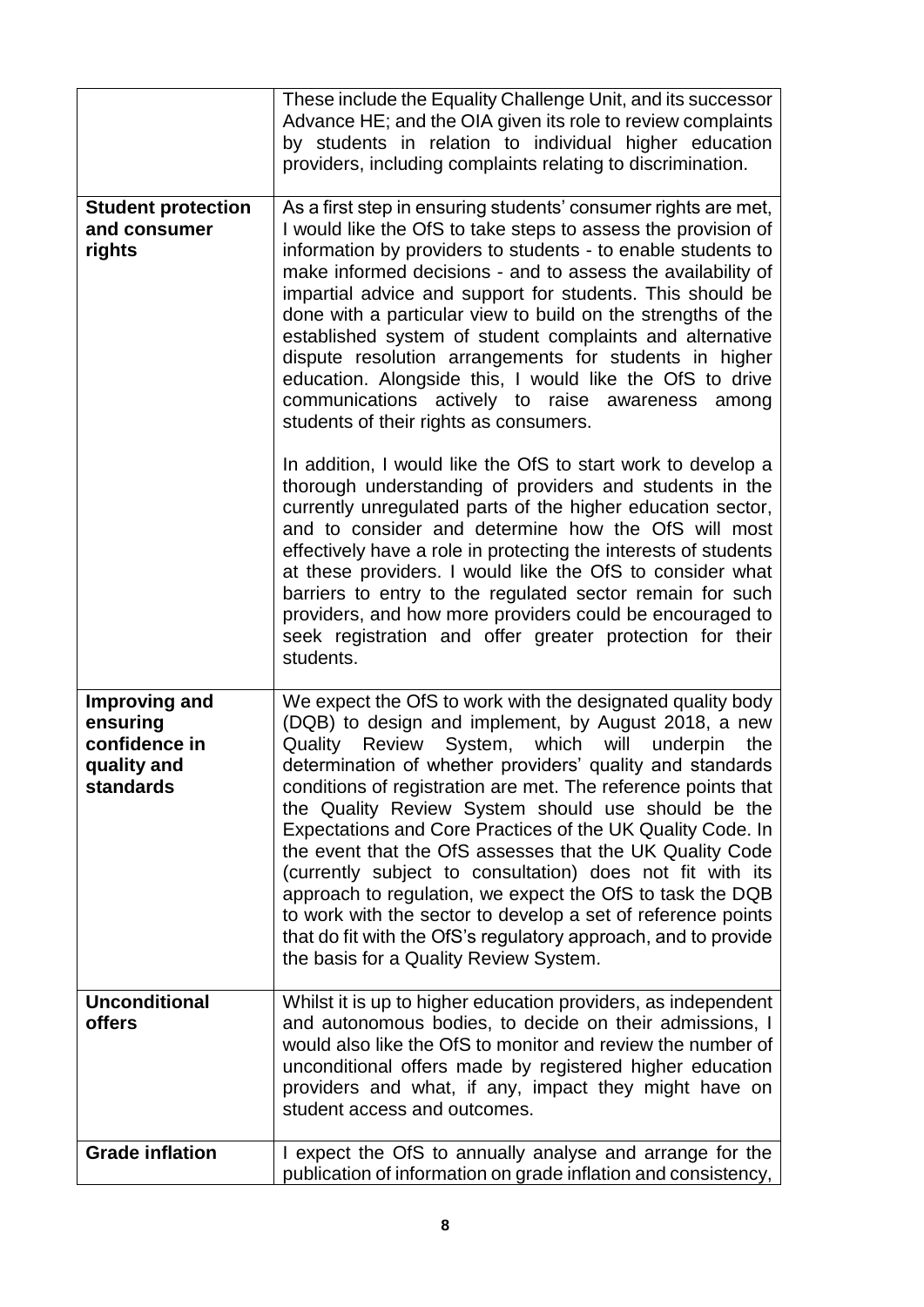| | |
|---|---|
| | These include the Equality Challenge Unit, and its successor Advance HE; and the OIA given its role to review complaints by students in relation to individual higher education providers, including complaints relating to discrimination. |
| **Student protection and consumer rights** | As a first step in ensuring students' consumer rights are met, I would like the OfS to take steps to assess the provision of information by providers to students - to enable students to make informed decisions - and to assess the availability of impartial advice and support for students. This should be done with a particular view to build on the strengths of the established system of student complaints and alternative dispute resolution arrangements for students in higher education. Alongside this, I would like the OfS to drive communications actively to raise awareness among students of their rights as consumers.<br><br>In addition, I would like the OfS to start work to develop a thorough understanding of providers and students in the currently unregulated parts of the higher education sector, and to consider and determine how the OfS will most effectively have a role in protecting the interests of students at these providers. I would like the OfS to consider what barriers to entry to the regulated sector remain for such providers, and how more providers could be encouraged to seek registration and offer greater protection for their students. |
| **Improving and ensuring confidence in quality and standards** | We expect the OfS to work with the designated quality body (DQB) to design and implement, by August 2018, a new Quality Review System, which will underpin the determination of whether providers' quality and standards conditions of registration are met. The reference points that the Quality Review System should use should be the Expectations and Core Practices of the UK Quality Code. In the event that the OfS assesses that the UK Quality Code (currently subject to consultation) does not fit with its approach to regulation, we expect the OfS to task the DQB to work with the sector to develop a set of reference points that do fit with the OfS's regulatory approach, and to provide the basis for a Quality Review System. |
| **Unconditional offers** | Whilst it is up to higher education providers, as independent and autonomous bodies, to decide on their admissions, I would also like the OfS to monitor and review the number of unconditional offers made by registered higher education providers and what, if any, impact they might have on student access and outcomes. |
| **Grade inflation** | I expect the OfS to annually analyse and arrange for the publication of information on grade inflation and consistency, |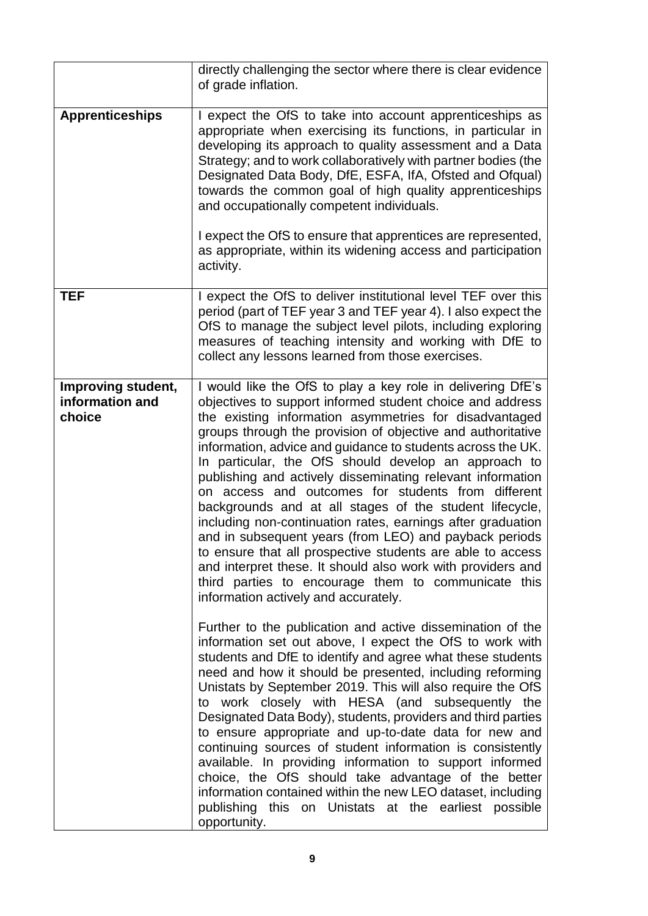| | |
|---|---|
| | directly challenging the sector where there is clear evidence of grade inflation. |
| **Apprenticeships** | I expect the OfS to take into account apprenticeships as appropriate when exercising its functions, in particular in developing its approach to quality assessment and a Data Strategy; and to work collaboratively with partner bodies (the Designated Data Body, DfE, ESFA, IfA, Ofsted and Ofqual) towards the common goal of high quality apprenticeships and occupationally competent individuals.<br><br>I expect the OfS to ensure that apprentices are represented, as appropriate, within its widening access and participation activity. |
| **TEF** | I expect the OfS to deliver institutional level TEF over this period (part of TEF year 3 and TEF year 4). I also expect the OfS to manage the subject level pilots, including exploring measures of teaching intensity and working with DfE to collect any lessons learned from those exercises. |
| **Improving student, information and choice** | I would like the OfS to play a key role in delivering DfE's objectives to support informed student choice and address the existing information asymmetries for disadvantaged groups through the provision of objective and authoritative information, advice and guidance to students across the UK. In particular, the OfS should develop an approach to publishing and actively disseminating relevant information on access and outcomes for students from different backgrounds and at all stages of the student lifecycle, including non-continuation rates, earnings after graduation and in subsequent years (from LEO) and payback periods to ensure that all prospective students are able to access and interpret these. It should also work with providers and third parties to encourage them to communicate this information actively and accurately.<br><br>Further to the publication and active dissemination of the information set out above, I expect the OfS to work with students and DfE to identify and agree what these students need and how it should be presented, including reforming Unistats by September 2019. This will also require the OfS to work closely with HESA (and subsequently the Designated Data Body), students, providers and third parties to ensure appropriate and up-to-date data for new and continuing sources of student information is consistently available. In providing information to support informed choice, the OfS should take advantage of the better information contained within the new LEO dataset, including publishing this on Unistats at the earliest possible opportunity. |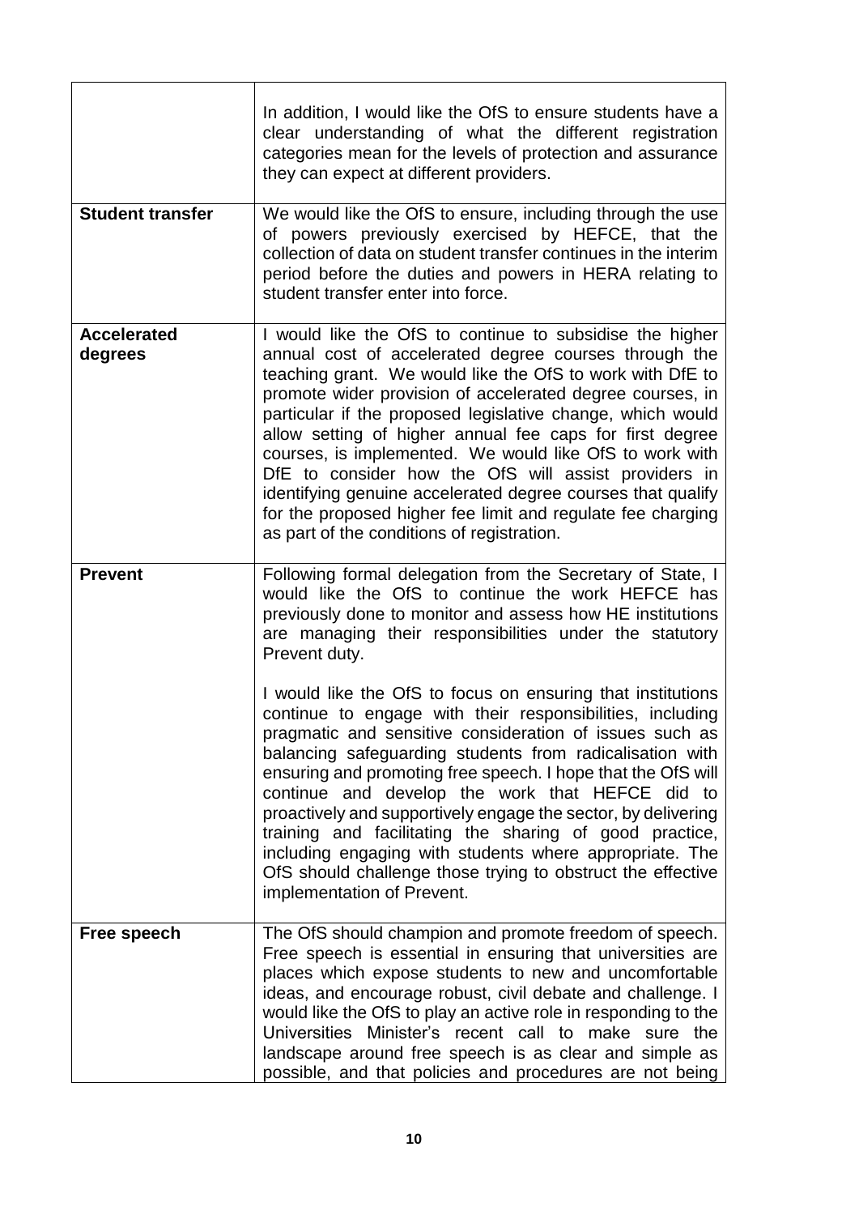| | |
|---|---|
| | In addition, I would like the OfS to ensure students have a clear understanding of what the different registration categories mean for the levels of protection and assurance they can expect at different providers. |
| **Student transfer** | We would like the OfS to ensure, including through the use of powers previously exercised by HEFCE, that the collection of data on student transfer continues in the interim period before the duties and powers in HERA relating to student transfer enter into force. |
| **Accelerated degrees** | I would like the OfS to continue to subsidise the higher annual cost of accelerated degree courses through the teaching grant. We would like the OfS to work with DfE to promote wider provision of accelerated degree courses, in particular if the proposed legislative change, which would allow setting of higher annual fee caps for first degree courses, is implemented. We would like OfS to work with DfE to consider how the OfS will assist providers in identifying genuine accelerated degree courses that qualify for the proposed higher fee limit and regulate fee charging as part of the conditions of registration. |
| **Prevent** | Following formal delegation from the Secretary of State, I would like the OfS to continue the work HEFCE has previously done to monitor and assess how HE institutions are managing their responsibilities under the statutory Prevent duty.<br><br>I would like the OfS to focus on ensuring that institutions continue to engage with their responsibilities, including pragmatic and sensitive consideration of issues such as balancing safeguarding students from radicalisation with ensuring and promoting free speech. I hope that the OfS will continue and develop the work that HEFCE did to proactively and supportively engage the sector, by delivering training and facilitating the sharing of good practice, including engaging with students where appropriate. The OfS should challenge those trying to obstruct the effective implementation of Prevent. |
| **Free speech** | The OfS should champion and promote freedom of speech. Free speech is essential in ensuring that universities are places which expose students to new and uncomfortable ideas, and encourage robust, civil debate and challenge. I would like the OfS to play an active role in responding to the Universities Minister's recent call to make sure the landscape around free speech is as clear and simple as possible, and that policies and procedures are not being |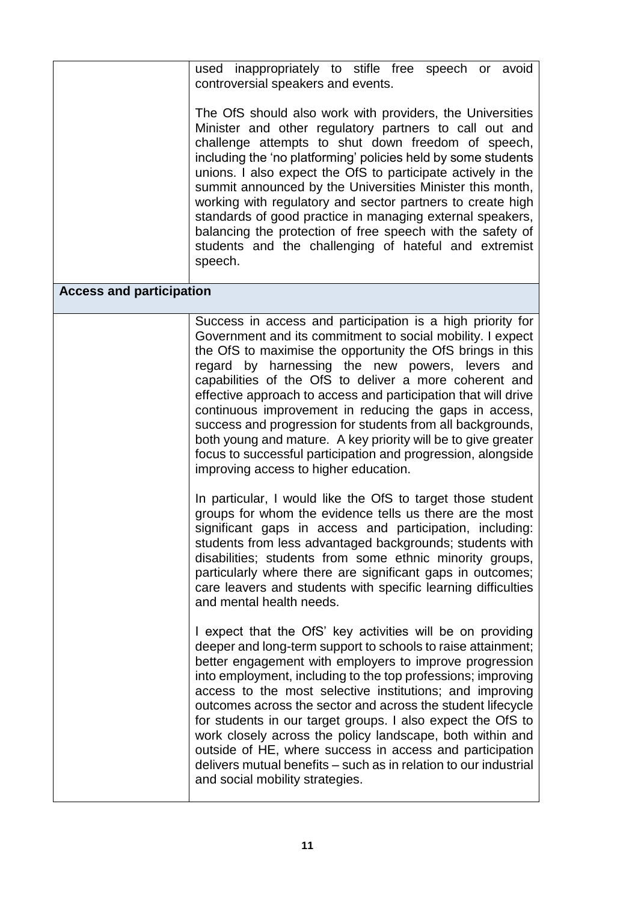| | |
|---|---|
| | used inappropriately to stifle free speech or avoid controversial speakers and events.<br><br>The OfS should also work with providers, the Universities Minister and other regulatory partners to call out and challenge attempts to shut down freedom of speech, including the 'no platforming' policies held by some students unions. I also expect the OfS to participate actively in the summit announced by the Universities Minister this month, working with regulatory and sector partners to create high standards of good practice in managing external speakers, balancing the protection of free speech with the safety of students and the challenging of hateful and extremist speech. |
| **Access and participation** | |
| | Success in access and participation is a high priority for Government and its commitment to social mobility. I expect the OfS to maximise the opportunity the OfS brings in this regard by harnessing the new powers, levers and capabilities of the OfS to deliver a more coherent and effective approach to access and participation that will drive continuous improvement in reducing the gaps in access, success and progression for students from all backgrounds, both young and mature. A key priority will be to give greater focus to successful participation and progression, alongside improving access to higher education.<br><br>In particular, I would like the OfS to target those student groups for whom the evidence tells us there are the most significant gaps in access and participation, including: students from less advantaged backgrounds; students with disabilities; students from some ethnic minority groups, particularly where there are significant gaps in outcomes; care leavers and students with specific learning difficulties and mental health needs.<br><br>I expect that the OfS' key activities will be on providing deeper and long-term support to schools to raise attainment; better engagement with employers to improve progression into employment, including to the top professions; improving access to the most selective institutions; and improving outcomes across the sector and across the student lifecycle for students in our target groups. I also expect the OfS to work closely across the policy landscape, both within and outside of HE, where success in access and participation delivers mutual benefits – such as in relation to our industrial and social mobility strategies. |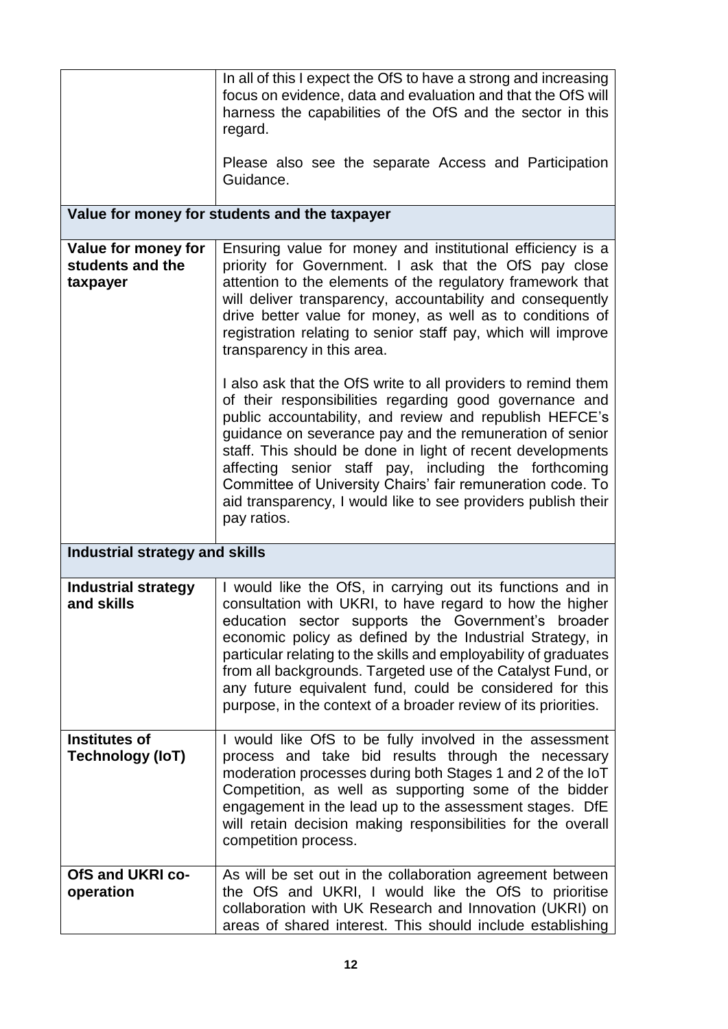| | |
|---|---|
| | In all of this I expect the OfS to have a strong and increasing focus on evidence, data and evaluation and that the OfS will harness the capabilities of the OfS and the sector in this regard.<br><br>Please also see the separate Access and Participation Guidance. |
| **Value for money for students and the taxpayer** | |
| **Value for money for students and the taxpayer** | Ensuring value for money and institutional efficiency is a priority for Government. I ask that the OfS pay close attention to the elements of the regulatory framework that will deliver transparency, accountability and consequently drive better value for money, as well as to conditions of registration relating to senior staff pay, which will improve transparency in this area.<br><br>I also ask that the OfS write to all providers to remind them of their responsibilities regarding good governance and public accountability, and review and republish HEFCE's guidance on severance pay and the remuneration of senior staff. This should be done in light of recent developments affecting senior staff pay, including the forthcoming Committee of University Chairs' fair remuneration code. To aid transparency, I would like to see providers publish their pay ratios. |
| **Industrial strategy and skills** | |
| **Industrial strategy and skills** | I would like the OfS, in carrying out its functions and in consultation with UKRI, to have regard to how the higher education sector supports the Government's broader economic policy as defined by the Industrial Strategy, in particular relating to the skills and employability of graduates from all backgrounds. Targeted use of the Catalyst Fund, or any future equivalent fund, could be considered for this purpose, in the context of a broader review of its priorities. |
| **Institutes of Technology (IoT)** | I would like OfS to be fully involved in the assessment process and take bid results through the necessary moderation processes during both Stages 1 and 2 of the IoT Competition, as well as supporting some of the bidder engagement in the lead up to the assessment stages. DfE will retain decision making responsibilities for the overall competition process. |
| **OfS and UKRI co-operation** | As will be set out in the collaboration agreement between the OfS and UKRI, I would like the OfS to prioritise collaboration with UK Research and Innovation (UKRI) on areas of shared interest. This should include establishing |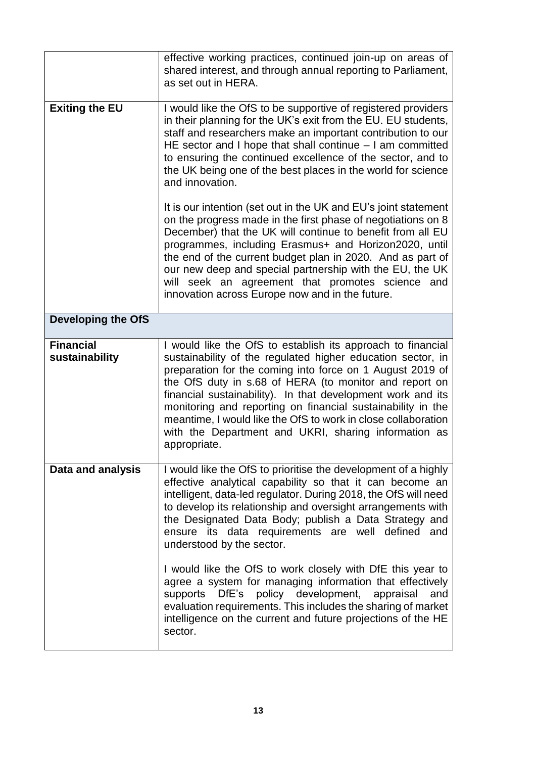| | |
|---|---|
| | effective working practices, continued join-up on areas of shared interest, and through annual reporting to Parliament, as set out in HERA. |
| **Exiting the EU** | I would like the OfS to be supportive of registered providers in their planning for the UK's exit from the EU. EU students, staff and researchers make an important contribution to our HE sector and I hope that shall continue – I am committed to ensuring the continued excellence of the sector, and to the UK being one of the best places in the world for science and innovation.<br><br>It is our intention (set out in the UK and EU's joint statement on the progress made in the first phase of negotiations on 8 December) that the UK will continue to benefit from all EU programmes, including Erasmus+ and Horizon2020, until the end of the current budget plan in 2020. And as part of our new deep and special partnership with the EU, the UK will seek an agreement that promotes science and innovation across Europe now and in the future. |
| **Developing the OfS** | |
| **Financial sustainability** | I would like the OfS to establish its approach to financial sustainability of the regulated higher education sector, in preparation for the coming into force on 1 August 2019 of the OfS duty in s.68 of HERA (to monitor and report on financial sustainability). In that development work and its monitoring and reporting on financial sustainability in the meantime, I would like the OfS to work in close collaboration with the Department and UKRI, sharing information as appropriate. |
| **Data and analysis** | I would like the OfS to prioritise the development of a highly effective analytical capability so that it can become an intelligent, data-led regulator. During 2018, the OfS will need to develop its relationship and oversight arrangements with the Designated Data Body; publish a Data Strategy and ensure its data requirements are well defined and understood by the sector.<br><br>I would like the OfS to work closely with DfE this year to agree a system for managing information that effectively supports DfE's policy development, appraisal and evaluation requirements. This includes the sharing of market intelligence on the current and future projections of the HE sector. |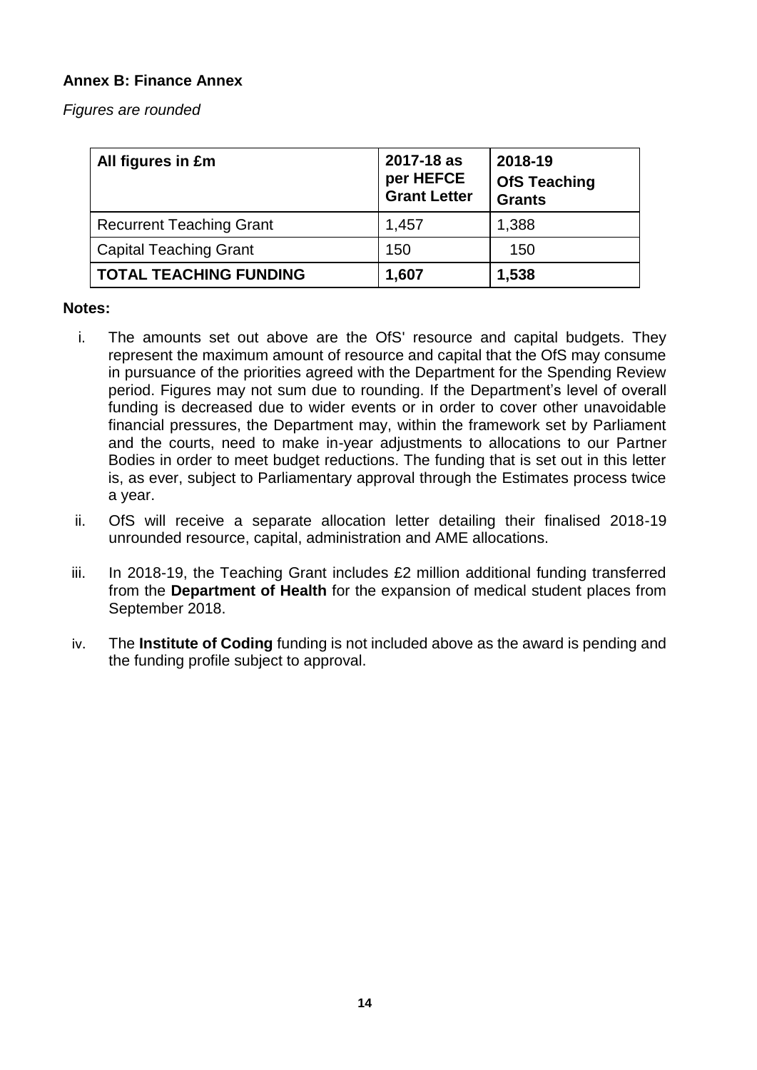**Annex B: Finance Annex**

*Figures are rounded*

| All figures in £m | 2017-18 as per HEFCE Grant Letter | 2018-19 OfS Teaching Grants |
|---|---|---|
| Recurrent Teaching Grant | 1,457 | 1,388 |
| Capital Teaching Grant | 150 | 150 |
| **TOTAL TEACHING FUNDING** | **1,607** | **1,538** |

**Notes:**

i. The amounts set out above are the OfS' resource and capital budgets. They represent the maximum amount of resource and capital that the OfS may consume in pursuance of the priorities agreed with the Department for the Spending Review period. Figures may not sum due to rounding. If the Department's level of overall funding is decreased due to wider events or in order to cover other unavoidable financial pressures, the Department may, within the framework set by Parliament and the courts, need to make in-year adjustments to allocations to our Partner Bodies in order to meet budget reductions. The funding that is set out in this letter is, as ever, subject to Parliamentary approval through the Estimates process twice a year.

ii. OfS will receive a separate allocation letter detailing their finalised 2018-19 unrounded resource, capital, administration and AME allocations.

iii. In 2018-19, the Teaching Grant includes £2 million additional funding transferred from the **Department of Health** for the expansion of medical student places from September 2018.

iv. The **Institute of Coding** funding is not included above as the award is pending and the funding profile subject to approval.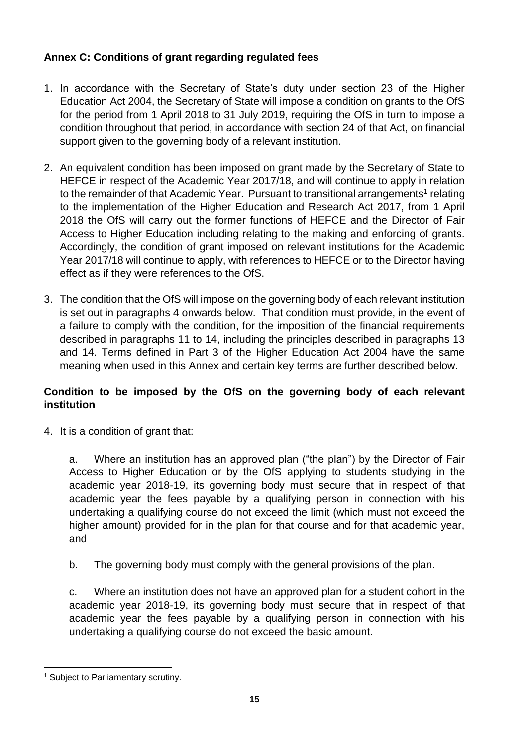## Annex C: Conditions of grant regarding regulated fees

1. In accordance with the Secretary of State's duty under section 23 of the Higher Education Act 2004, the Secretary of State will impose a condition on grants to the OfS for the period from 1 April 2018 to 31 July 2019, requiring the OfS in turn to impose a condition throughout that period, in accordance with section 24 of that Act, on financial support given to the governing body of a relevant institution.

2. An equivalent condition has been imposed on grant made by the Secretary of State to HEFCE in respect of the Academic Year 2017/18, and will continue to apply in relation to the remainder of that Academic Year. Pursuant to transitional arrangements[1] relating to the implementation of the Higher Education and Research Act 2017, from 1 April 2018 the OfS will carry out the former functions of HEFCE and the Director of Fair Access to Higher Education including relating to the making and enforcing of grants. Accordingly, the condition of grant imposed on relevant institutions for the Academic Year 2017/18 will continue to apply, with references to HEFCE or to the Director having effect as if they were references to the OfS.

3. The condition that the OfS will impose on the governing body of each relevant institution is set out in paragraphs 4 onwards below. That condition must provide, in the event of a failure to comply with the condition, for the imposition of the financial requirements described in paragraphs 11 to 14, including the principles described in paragraphs 13 and 14. Terms defined in Part 3 of the Higher Education Act 2004 have the same meaning when used in this Annex and certain key terms are further described below.

### Condition to be imposed by the OfS on the governing body of each relevant institution

4. It is a condition of grant that:

   a. Where an institution has an approved plan ("the plan") by the Director of Fair Access to Higher Education or by the OfS applying to students studying in the academic year 2018-19, its governing body must secure that in respect of that academic year the fees payable by a qualifying person in connection with his undertaking a qualifying course do not exceed the limit (which must not exceed the higher amount) provided for in the plan for that course and for that academic year, and

   b. The governing body must comply with the general provisions of the plan.

   c. Where an institution does not have an approved plan for a student cohort in the academic year 2018-19, its governing body must secure that in respect of that academic year the fees payable by a qualifying person in connection with his undertaking a qualifying course do not exceed the basic amount.

---

[1] Subject to Parliamentary scrutiny.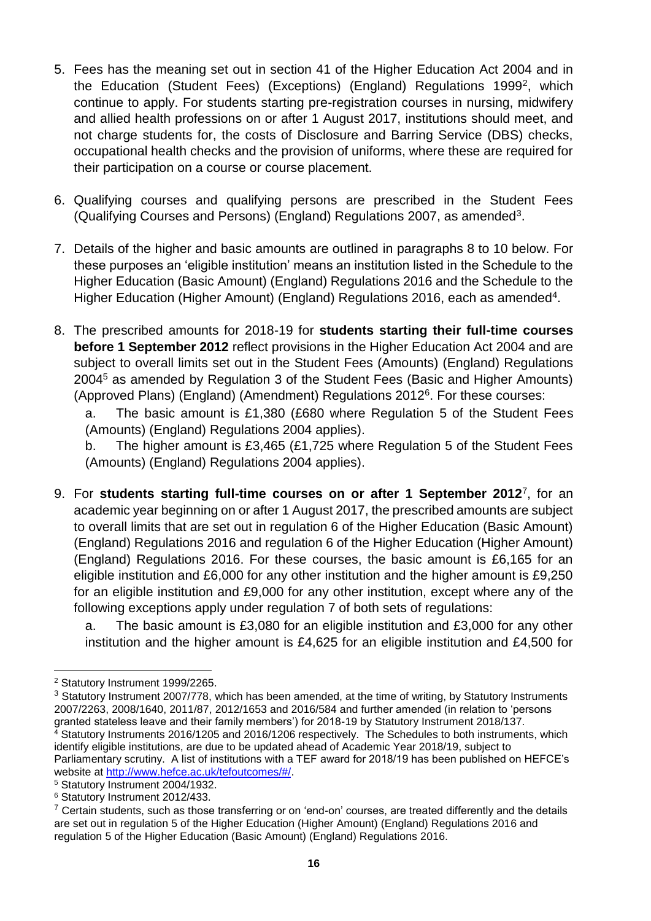5. Fees has the meaning set out in section 41 of the Higher Education Act 2004 and in the Education (Student Fees) (Exceptions) (England) Regulations 1999[2], which continue to apply. For students starting pre-registration courses in nursing, midwifery and allied health professions on or after 1 August 2017, institutions should meet, and not charge students for, the costs of Disclosure and Barring Service (DBS) checks, occupational health checks and the provision of uniforms, where these are required for their participation on a course or course placement.

6. Qualifying courses and qualifying persons are prescribed in the Student Fees (Qualifying Courses and Persons) (England) Regulations 2007, as amended[3].

7. Details of the higher and basic amounts are outlined in paragraphs 8 to 10 below. For these purposes an 'eligible institution' means an institution listed in the Schedule to the Higher Education (Basic Amount) (England) Regulations 2016 and the Schedule to the Higher Education (Higher Amount) (England) Regulations 2016, each as amended[4].

8. The prescribed amounts for 2018-19 for **students starting their full-time courses before 1 September 2012** reflect provisions in the Higher Education Act 2004 and are subject to overall limits set out in the Student Fees (Amounts) (England) Regulations 2004[5] as amended by Regulation 3 of the Student Fees (Basic and Higher Amounts) (Approved Plans) (England) (Amendment) Regulations 2012[6]. For these courses:

   a. The basic amount is £1,380 (£680 where Regulation 5 of the Student Fees (Amounts) (England) Regulations 2004 applies).

   b. The higher amount is £3,465 (£1,725 where Regulation 5 of the Student Fees (Amounts) (England) Regulations 2004 applies).

9. For **students starting full-time courses on or after 1 September 2012**[7], for an academic year beginning on or after 1 August 2017, the prescribed amounts are subject to overall limits that are set out in regulation 6 of the Higher Education (Basic Amount) (England) Regulations 2016 and regulation 6 of the Higher Education (Higher Amount) (England) Regulations 2016. For these courses, the basic amount is £6,165 for an eligible institution and £6,000 for any other institution and the higher amount is £9,250 for an eligible institution and £9,000 for any other institution, except where any of the following exceptions apply under regulation 7 of both sets of regulations:

   a. The basic amount is £3,080 for an eligible institution and £3,000 for any other institution and the higher amount is £4,625 for an eligible institution and £4,500 for

---

[2] Statutory Instrument 1999/2265.

[3] Statutory Instrument 2007/778, which has been amended, at the time of writing, by Statutory Instruments 2007/2263, 2008/1640, 2011/87, 2012/1653 and 2016/584 and further amended (in relation to 'persons granted stateless leave and their family members') for 2018-19 by Statutory Instrument 2018/137.

[4] Statutory Instruments 2016/1205 and 2016/1206 respectively. The Schedules to both instruments, which identify eligible institutions, are due to be updated ahead of Academic Year 2018/19, subject to Parliamentary scrutiny. A list of institutions with a TEF award for 2018/19 has been published on HEFCE's website at http://www.hefce.ac.uk/tefoutcomes/#/.

[5] Statutory Instrument 2004/1932.

[6] Statutory Instrument 2012/433.

[7] Certain students, such as those transferring or on 'end-on' courses, are treated differently and the details are set out in regulation 5 of the Higher Education (Higher Amount) (England) Regulations 2016 and regulation 5 of the Higher Education (Basic Amount) (England) Regulations 2016.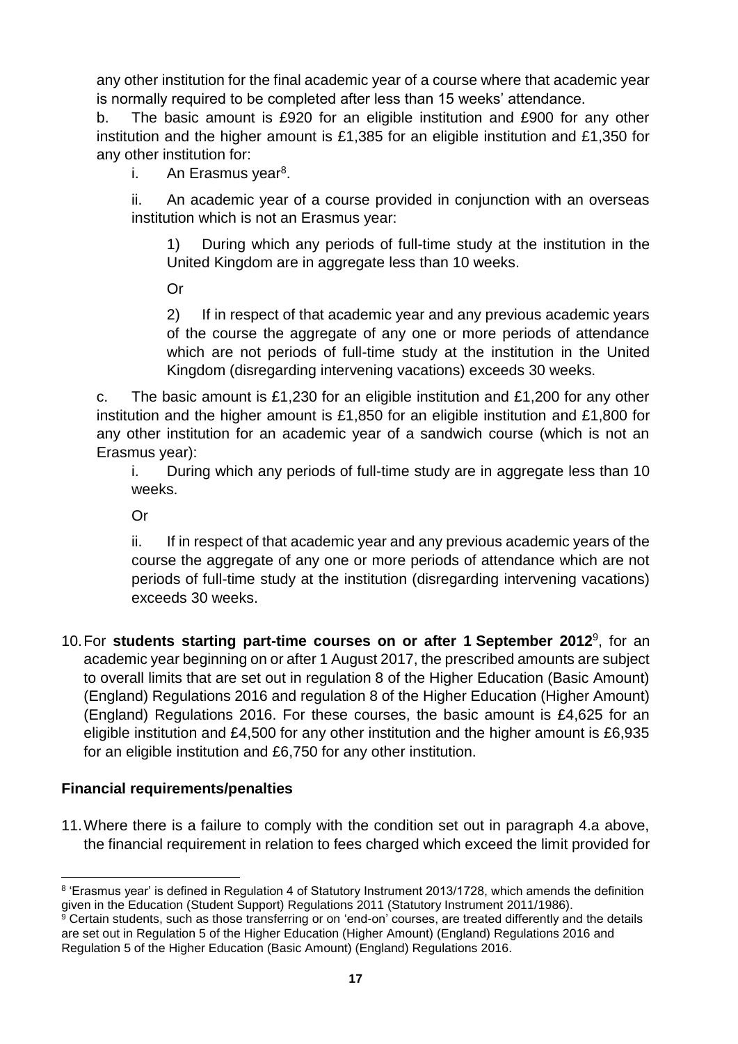any other institution for the final academic year of a course where that academic year is normally required to be completed after less than 15 weeks' attendance.

b. The basic amount is £920 for an eligible institution and £900 for any other institution and the higher amount is £1,385 for an eligible institution and £1,350 for any other institution for:

i. An Erasmus year[8].

ii. An academic year of a course provided in conjunction with an overseas institution which is not an Erasmus year:

1) During which any periods of full-time study at the institution in the United Kingdom are in aggregate less than 10 weeks.

Or

2) If in respect of that academic year and any previous academic years of the course the aggregate of any one or more periods of attendance which are not periods of full-time study at the institution in the United Kingdom (disregarding intervening vacations) exceeds 30 weeks.

c. The basic amount is £1,230 for an eligible institution and £1,200 for any other institution and the higher amount is £1,850 for an eligible institution and £1,800 for any other institution for an academic year of a sandwich course (which is not an Erasmus year):

i. During which any periods of full-time study are in aggregate less than 10 weeks.

Or

ii. If in respect of that academic year and any previous academic years of the course the aggregate of any one or more periods of attendance which are not periods of full-time study at the institution (disregarding intervening vacations) exceeds 30 weeks.

10. For **students starting part-time courses on or after 1 September 2012**[9], for an academic year beginning on or after 1 August 2017, the prescribed amounts are subject to overall limits that are set out in regulation 8 of the Higher Education (Basic Amount) (England) Regulations 2016 and regulation 8 of the Higher Education (Higher Amount) (England) Regulations 2016. For these courses, the basic amount is £4,625 for an eligible institution and £4,500 for any other institution and the higher amount is £6,935 for an eligible institution and £6,750 for any other institution.

## Financial requirements/penalties

11. Where there is a failure to comply with the condition set out in paragraph 4.a above, the financial requirement in relation to fees charged which exceed the limit provided for

---

[8] 'Erasmus year' is defined in Regulation 4 of Statutory Instrument 2013/1728, which amends the definition given in the Education (Student Support) Regulations 2011 (Statutory Instrument 2011/1986).

[9] Certain students, such as those transferring or on 'end-on' courses, are treated differently and the details are set out in Regulation 5 of the Higher Education (Higher Amount) (England) Regulations 2016 and Regulation 5 of the Higher Education (Basic Amount) (England) Regulations 2016.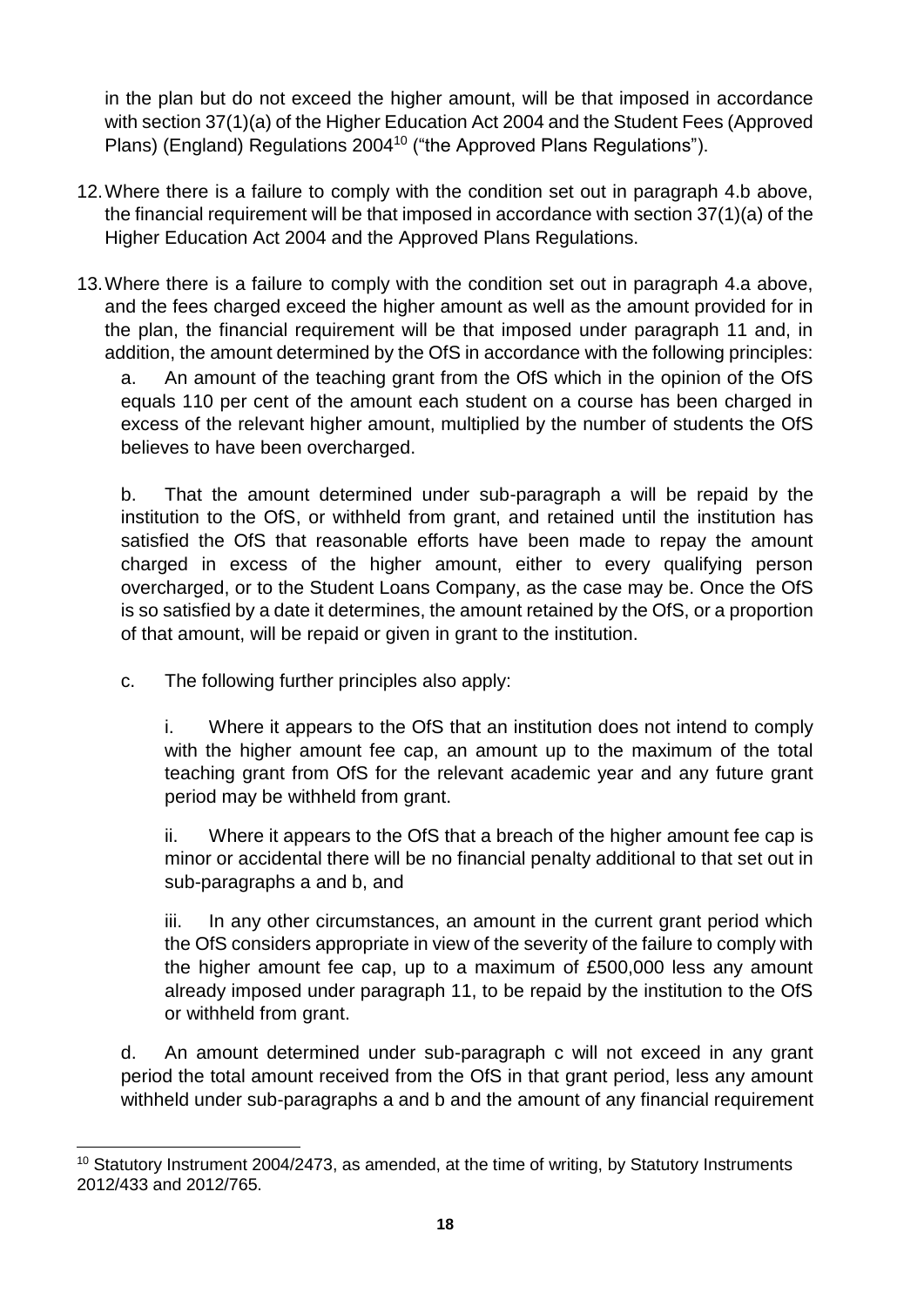in the plan but do not exceed the higher amount, will be that imposed in accordance with section 37(1)(a) of the Higher Education Act 2004 and the Student Fees (Approved Plans) (England) Regulations 2004[10] ("the Approved Plans Regulations").

12. Where there is a failure to comply with the condition set out in paragraph 4.b above, the financial requirement will be that imposed in accordance with section 37(1)(a) of the Higher Education Act 2004 and the Approved Plans Regulations.

13. Where there is a failure to comply with the condition set out in paragraph 4.a above, and the fees charged exceed the higher amount as well as the amount provided for in the plan, the financial requirement will be that imposed under paragraph 11 and, in addition, the amount determined by the OfS in accordance with the following principles:

    a. An amount of the teaching grant from the OfS which in the opinion of the OfS equals 110 per cent of the amount each student on a course has been charged in excess of the relevant higher amount, multiplied by the number of students the OfS believes to have been overcharged.

    b. That the amount determined under sub-paragraph a will be repaid by the institution to the OfS, or withheld from grant, and retained until the institution has satisfied the OfS that reasonable efforts have been made to repay the amount charged in excess of the higher amount, either to every qualifying person overcharged, or to the Student Loans Company, as the case may be. Once the OfS is so satisfied by a date it determines, the amount retained by the OfS, or a proportion of that amount, will be repaid or given in grant to the institution.

    c. The following further principles also apply:

        i. Where it appears to the OfS that an institution does not intend to comply with the higher amount fee cap, an amount up to the maximum of the total teaching grant from OfS for the relevant academic year and any future grant period may be withheld from grant.

        ii. Where it appears to the OfS that a breach of the higher amount fee cap is minor or accidental there will be no financial penalty additional to that set out in sub-paragraphs a and b, and

        iii. In any other circumstances, an amount in the current grant period which the OfS considers appropriate in view of the severity of the failure to comply with the higher amount fee cap, up to a maximum of £500,000 less any amount already imposed under paragraph 11, to be repaid by the institution to the OfS or withheld from grant.

    d. An amount determined under sub-paragraph c will not exceed in any grant period the total amount received from the OfS in that grant period, less any amount withheld under sub-paragraphs a and b and the amount of any financial requirement

[10] Statutory Instrument 2004/2473, as amended, at the time of writing, by Statutory Instruments 2012/433 and 2012/765.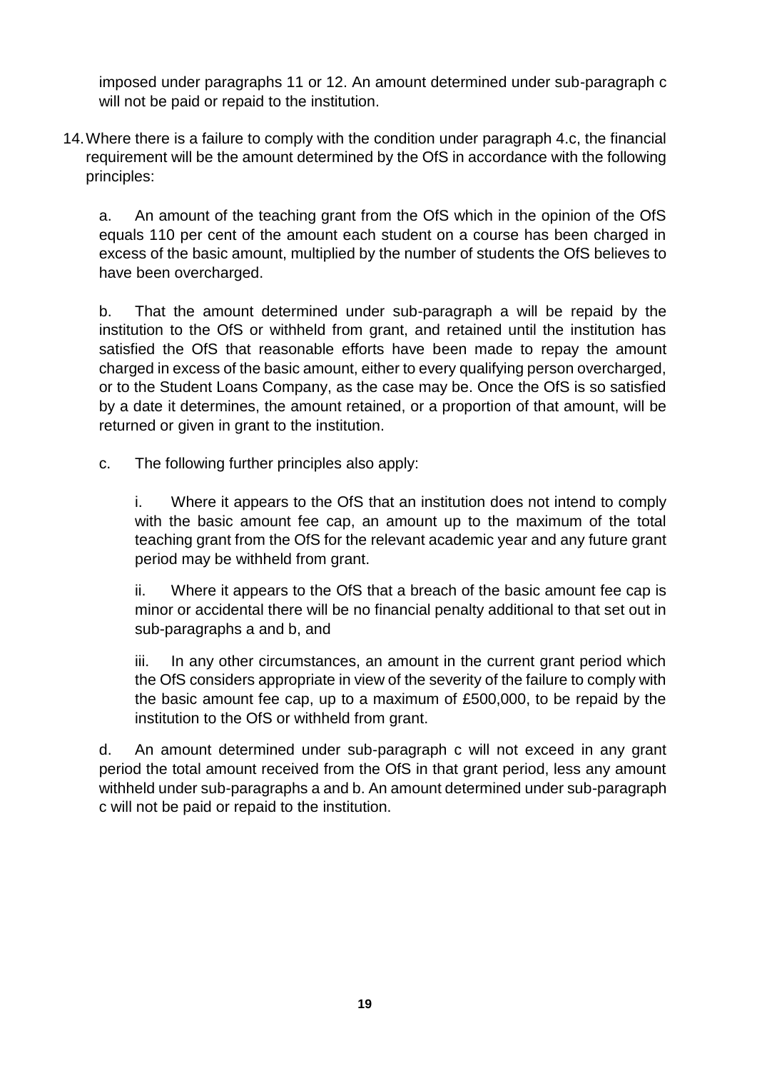imposed under paragraphs 11 or 12. An amount determined under sub-paragraph c will not be paid or repaid to the institution.

14. Where there is a failure to comply with the condition under paragraph 4.c, the financial requirement will be the amount determined by the OfS in accordance with the following principles:

    a. An amount of the teaching grant from the OfS which in the opinion of the OfS equals 110 per cent of the amount each student on a course has been charged in excess of the basic amount, multiplied by the number of students the OfS believes to have been overcharged.

    b. That the amount determined under sub-paragraph a will be repaid by the institution to the OfS or withheld from grant, and retained until the institution has satisfied the OfS that reasonable efforts have been made to repay the amount charged in excess of the basic amount, either to every qualifying person overcharged, or to the Student Loans Company, as the case may be. Once the OfS is so satisfied by a date it determines, the amount retained, or a proportion of that amount, will be returned or given in grant to the institution.

    c. The following further principles also apply:

        i. Where it appears to the OfS that an institution does not intend to comply with the basic amount fee cap, an amount up to the maximum of the total teaching grant from the OfS for the relevant academic year and any future grant period may be withheld from grant.

        ii. Where it appears to the OfS that a breach of the basic amount fee cap is minor or accidental there will be no financial penalty additional to that set out in sub-paragraphs a and b, and

        iii. In any other circumstances, an amount in the current grant period which the OfS considers appropriate in view of the severity of the failure to comply with the basic amount fee cap, up to a maximum of £500,000, to be repaid by the institution to the OfS or withheld from grant.

    d. An amount determined under sub-paragraph c will not exceed in any grant period the total amount received from the OfS in that grant period, less any amount withheld under sub-paragraphs a and b. An amount determined under sub-paragraph c will not be paid or repaid to the institution.